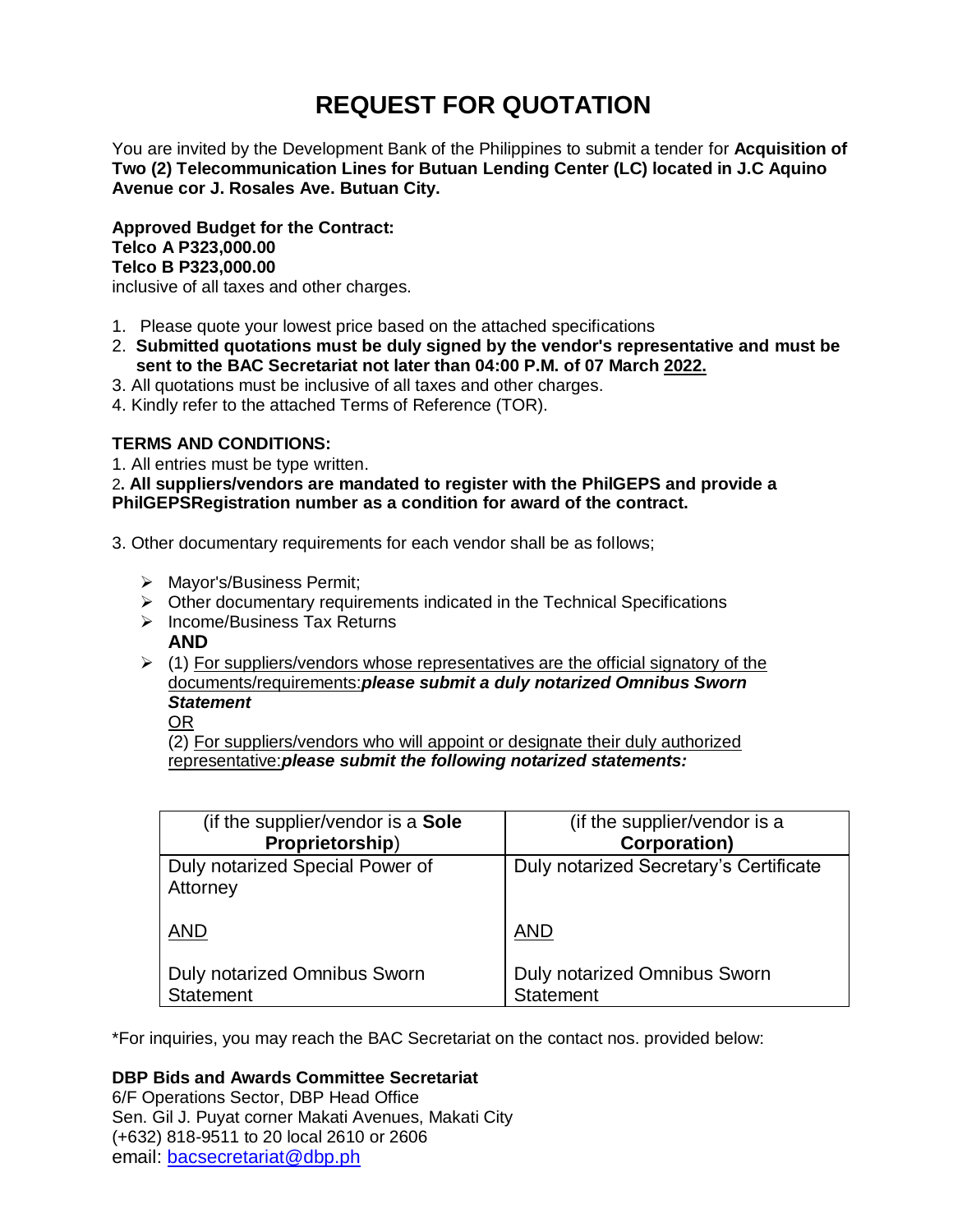# REQUEST FOR QUOTATION

You are invited by the Development Bank of the Philippines to submit a tender for **Acquisition of Two (2) Telecommunication Lines for Butuan Lending Center (LC) located in J.C Aquino Avenue cor J. Rosales Ave. Butuan City.**

**Approved Budget for the Contract:**
**Telco A P323,000.00**
**Telco B P323,000.00**
inclusive of all taxes and other charges.

1. Please quote your lowest price based on the attached specifications
2. **Submitted quotations must be duly signed by the vendor's representative and must be sent to the BAC Secretariat not later than 04:00 P.M. of 07 March 2022.**
3. All quotations must be inclusive of all taxes and other charges.
4. Kindly refer to the attached Terms of Reference (TOR).

**TERMS AND CONDITIONS:**

1. All entries must be type written.
2. **All suppliers/vendors are mandated to register with the PhilGEPS and provide a PhilGEPSRegistration number as a condition for award of the contract.**
3. Other documentary requirements for each vendor shall be as follows;

- Mayor's/Business Permit;
- Other documentary requirements indicated in the Technical Specifications
- Income/Business Tax Returns

  **AND**

- (1) For suppliers/vendors whose representatives are the official signatory of the documents/requirements:***please submit a duly notarized Omnibus Sworn Statement***

  OR

  (2) For suppliers/vendors who will appoint or designate their duly authorized representative:***please submit the following notarized statements:***

| (if the supplier/vendor is a **Sole Proprietorship**) | (if the supplier/vendor is a **Corporation)** |
|---|---|
| Duly notarized Special Power of Attorney<br><br>AND<br><br>Duly notarized Omnibus Sworn Statement | Duly notarized Secretary's Certificate<br><br>AND<br><br>Duly notarized Omnibus Sworn Statement |

*For inquiries, you may reach the BAC Secretariat on the contact nos. provided below:

**DBP Bids and Awards Committee Secretariat**
6/F Operations Sector, DBP Head Office
Sen. Gil J. Puyat corner Makati Avenues, Makati City
(+632) 818-9511 to 20 local 2610 or 2606
email: bacsecretariat@dbp.ph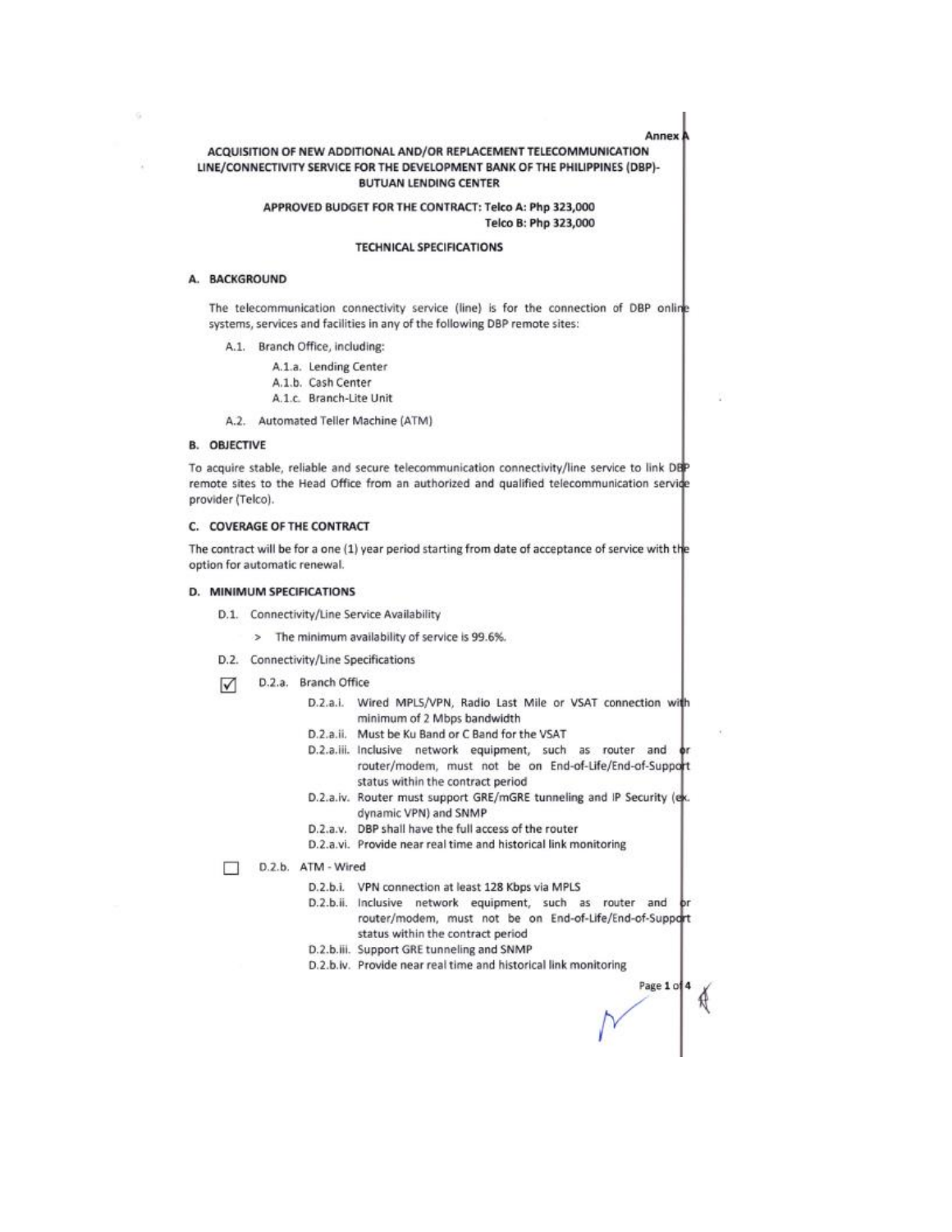Annex A

**ACQUISITION OF NEW ADDITIONAL AND/OR REPLACEMENT TELECOMMUNICATION LINE/CONNECTIVITY SERVICE FOR THE DEVELOPMENT BANK OF THE PHILIPPINES (DBP)-BUTUAN LENDING CENTER**

**APPROVED BUDGET FOR THE CONTRACT: Telco A: Php 323,000**
**Telco B: Php 323,000**

**TECHNICAL SPECIFICATIONS**

## A. BACKGROUND

The telecommunication connectivity service (line) is for the connection of DBP online systems, services and facilities in any of the following DBP remote sites:

- A.1. Branch Office, including:
  - A.1.a. Lending Center
  - A.1.b. Cash Center
  - A.1.c. Branch-Lite Unit
- A.2. Automated Teller Machine (ATM)

## B. OBJECTIVE

To acquire stable, reliable and secure telecommunication connectivity/line service to link DBP remote sites to the Head Office from an authorized and qualified telecommunication service provider (Telco).

## C. COVERAGE OF THE CONTRACT

The contract will be for a one (1) year period starting from date of acceptance of service with the option for automatic renewal.

## D. MINIMUM SPECIFICATIONS

- D.1. Connectivity/Line Service Availability
  - > The minimum availability of service is 99.6%.
- D.2. Connectivity/Line Specifications

☑ D.2.a. Branch Office

- D.2.a.i. Wired MPLS/VPN, Radio Last Mile or VSAT connection with minimum of 2 Mbps bandwidth
- D.2.a.ii. Must be Ku Band or C Band for the VSAT
- D.2.a.iii. Inclusive network equipment, such as router and or router/modem, must not be on End-of-Life/End-of-Support status within the contract period
- D.2.a.iv. Router must support GRE/mGRE tunneling and IP Security (ex. dynamic VPN) and SNMP
- D.2.a.v. DBP shall have the full access of the router
- D.2.a.vi. Provide near real time and historical link monitoring

☐ D.2.b. ATM - Wired

- D.2.b.i. VPN connection at least 128 Kbps via MPLS
- D.2.b.ii. Inclusive network equipment, such as router and or router/modem, must not be on End-of-Life/End-of-Support status within the contract period
- D.2.b.iii. Support GRE tunneling and SNMP
- D.2.b.iv. Provide near real time and historical link monitoring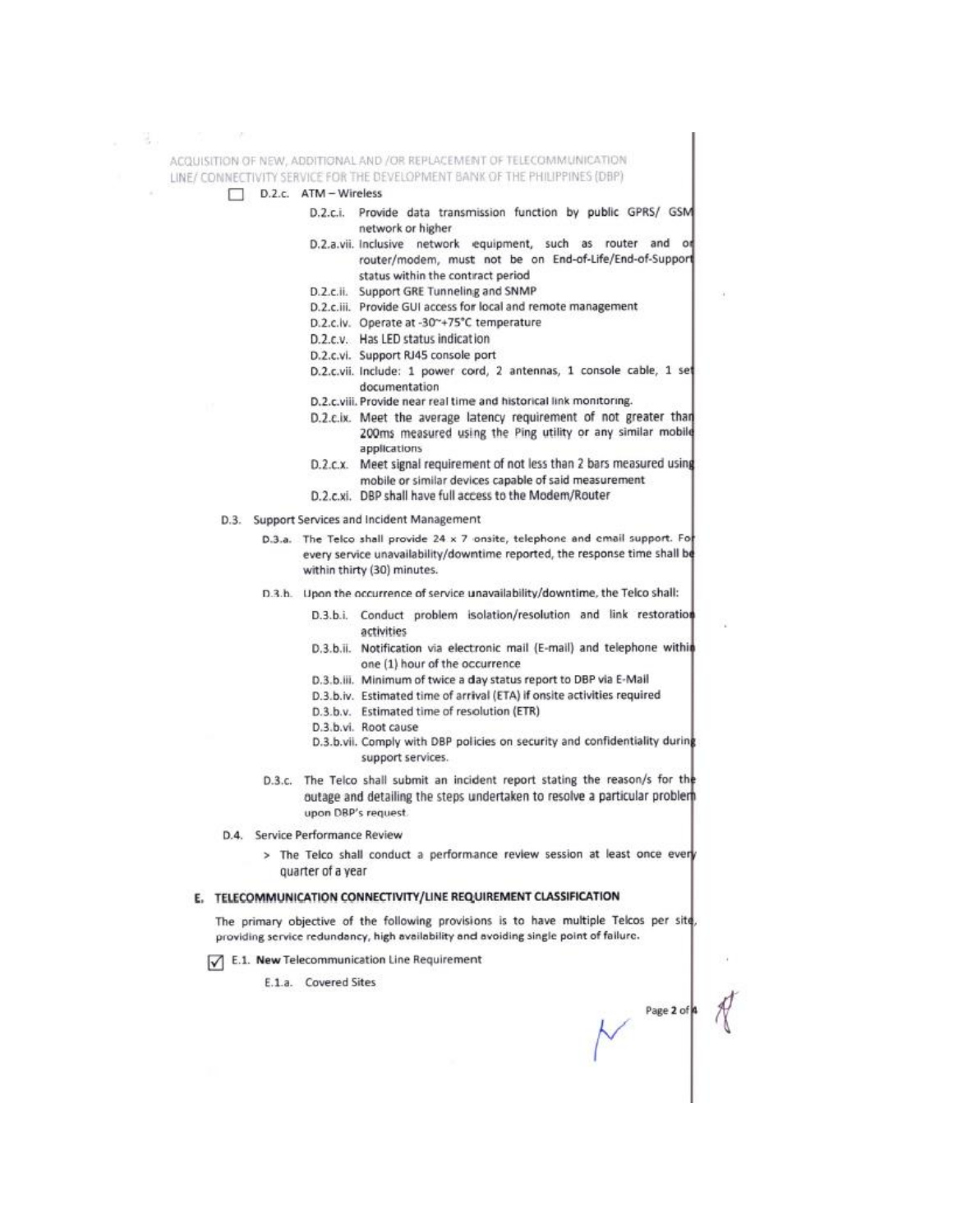☐ D.2.c. ATM – Wireless

- D.2.c.i. Provide data transmission function by public GPRS/ GSM network or higher
- D.2.a.vii. Inclusive network equipment, such as router and or router/modem, must not be on End-of-Life/End-of-Support status within the contract period
- D.2.c.ii. Support GRE Tunneling and SNMP
- D.2.c.iii. Provide GUI access for local and remote management
- D.2.c.iv. Operate at -30~+75°C temperature
- D.2.c.v. Has LED status indication
- D.2.c.vi. Support RJ45 console port
- D.2.c.vii. Include: 1 power cord, 2 antennas, 1 console cable, 1 set documentation
- D.2.c.viii. Provide near real time and historical link monitoring.
- D.2.c.ix. Meet the average latency requirement of not greater than 200ms measured using the Ping utility or any similar mobile applications
- D.2.c.x. Meet signal requirement of not less than 2 bars measured using mobile or similar devices capable of said measurement
- D.2.c.xi. DBP shall have full access to the Modem/Router

D.3. Support Services and Incident Management

- D.3.a. The Telco shall provide 24 x 7 onsite, telephone and email support. For every service unavailability/downtime reported, the response time shall be within thirty (30) minutes.
- D.3.b. Upon the occurrence of service unavailability/downtime, the Telco shall:
  - D.3.b.i. Conduct problem isolation/resolution and link restoration activities
  - D.3.b.ii. Notification via electronic mail (E-mail) and telephone within one (1) hour of the occurrence
  - D.3.b.iii. Minimum of twice a day status report to DBP via E-Mail
  - D.3.b.iv. Estimated time of arrival (ETA) if onsite activities required
  - D.3.b.v. Estimated time of resolution (ETR)
  - D.3.b.vi. Root cause
  - D.3.b.vii. Comply with DBP policies on security and confidentiality during support services.
- D.3.c. The Telco shall submit an incident report stating the reason/s for the outage and detailing the steps undertaken to resolve a particular problem upon DBP's request.

D.4. Service Performance Review

> The Telco shall conduct a performance review session at least once every quarter of a year

## E. TELECOMMUNICATION CONNECTIVITY/LINE REQUIREMENT CLASSIFICATION

The primary objective of the following provisions is to have multiple Telcos per site, providing service redundancy, high availability and avoiding single point of failure.

☑ E.1. **New** Telecommunication Line Requirement

E.1.a. Covered Sites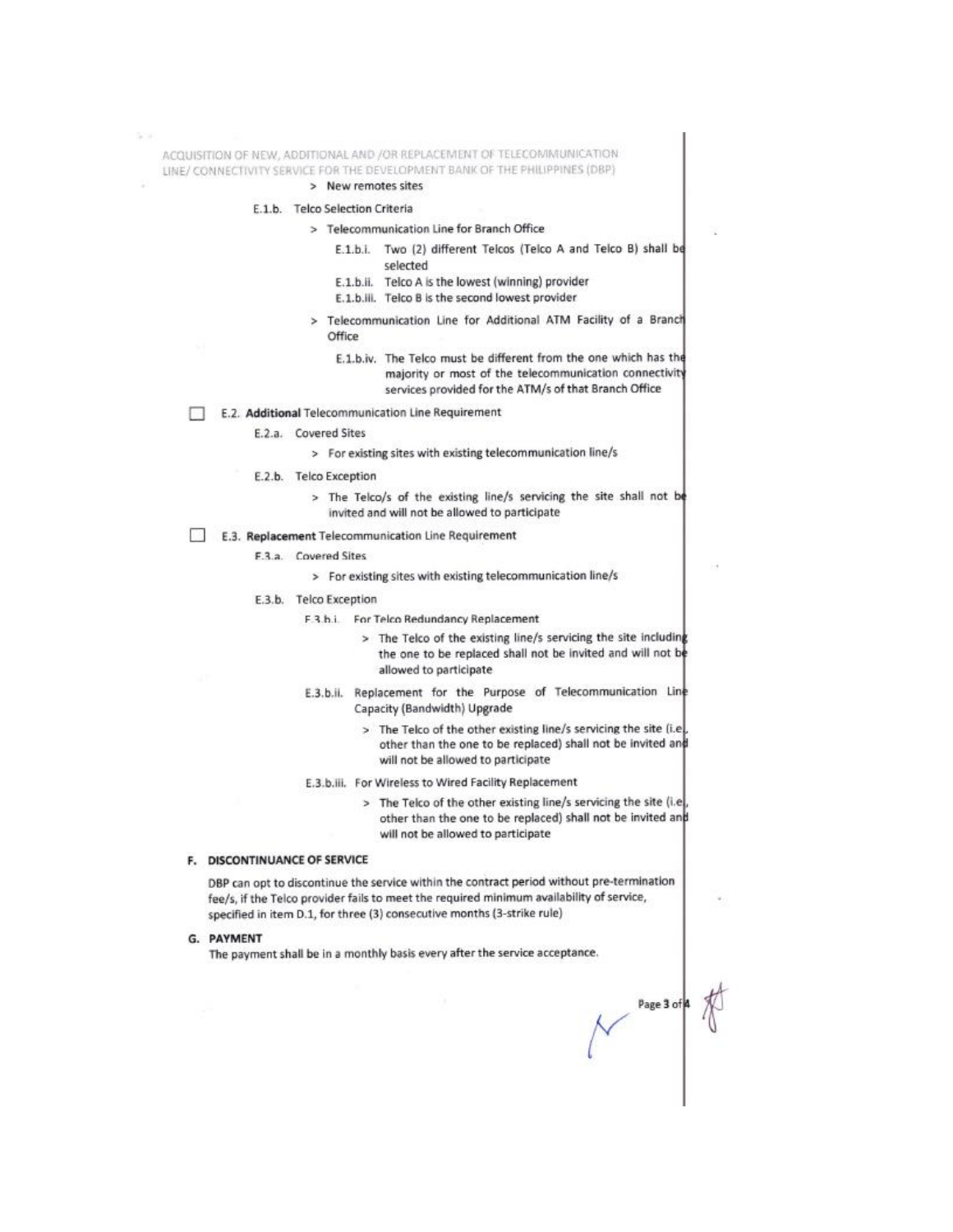> New remotes sites

E.1.b. Telco Selection Criteria

> Telecommunication Line for Branch Office

E.1.b.i. Two (2) different Telcos (Telco A and Telco B) shall be selected

E.1.b.ii. Telco A is the lowest (winning) provider

E.1.b.iii. Telco B is the second lowest provider

> Telecommunication Line for Additional ATM Facility of a Branch Office

E.1.b.iv. The Telco must be different from the one which has the majority or most of the telecommunication connectivity services provided for the ATM/s of that Branch Office

☐ E.2. **Additional** Telecommunication Line Requirement

E.2.a. Covered Sites

> For existing sites with existing telecommunication line/s

E.2.b. Telco Exception

> The Telco/s of the existing line/s servicing the site shall not be invited and will not be allowed to participate

☐ E.3. **Replacement** Telecommunication Line Requirement

E.3.a. Covered Sites

> For existing sites with existing telecommunication line/s

E.3.b. Telco Exception

E.3.b.i. For Telco Redundancy Replacement

> The Telco of the existing line/s servicing the site including the one to be replaced shall not be invited and will not be allowed to participate

E.3.b.ii. Replacement for the Purpose of Telecommunication Line Capacity (Bandwidth) Upgrade

> The Telco of the other existing line/s servicing the site (i.e., other than the one to be replaced) shall not be invited and will not be allowed to participate

E.3.b.iii. For Wireless to Wired Facility Replacement

> The Telco of the other existing line/s servicing the site (i.e., other than the one to be replaced) shall not be invited and will not be allowed to participate

## F. DISCONTINUANCE OF SERVICE

DBP can opt to discontinue the service within the contract period without pre-termination fee/s, if the Telco provider fails to meet the required minimum availability of service, specified in item D.1, for three (3) consecutive months (3-strike rule)

## G. PAYMENT

The payment shall be in a monthly basis every after the service acceptance.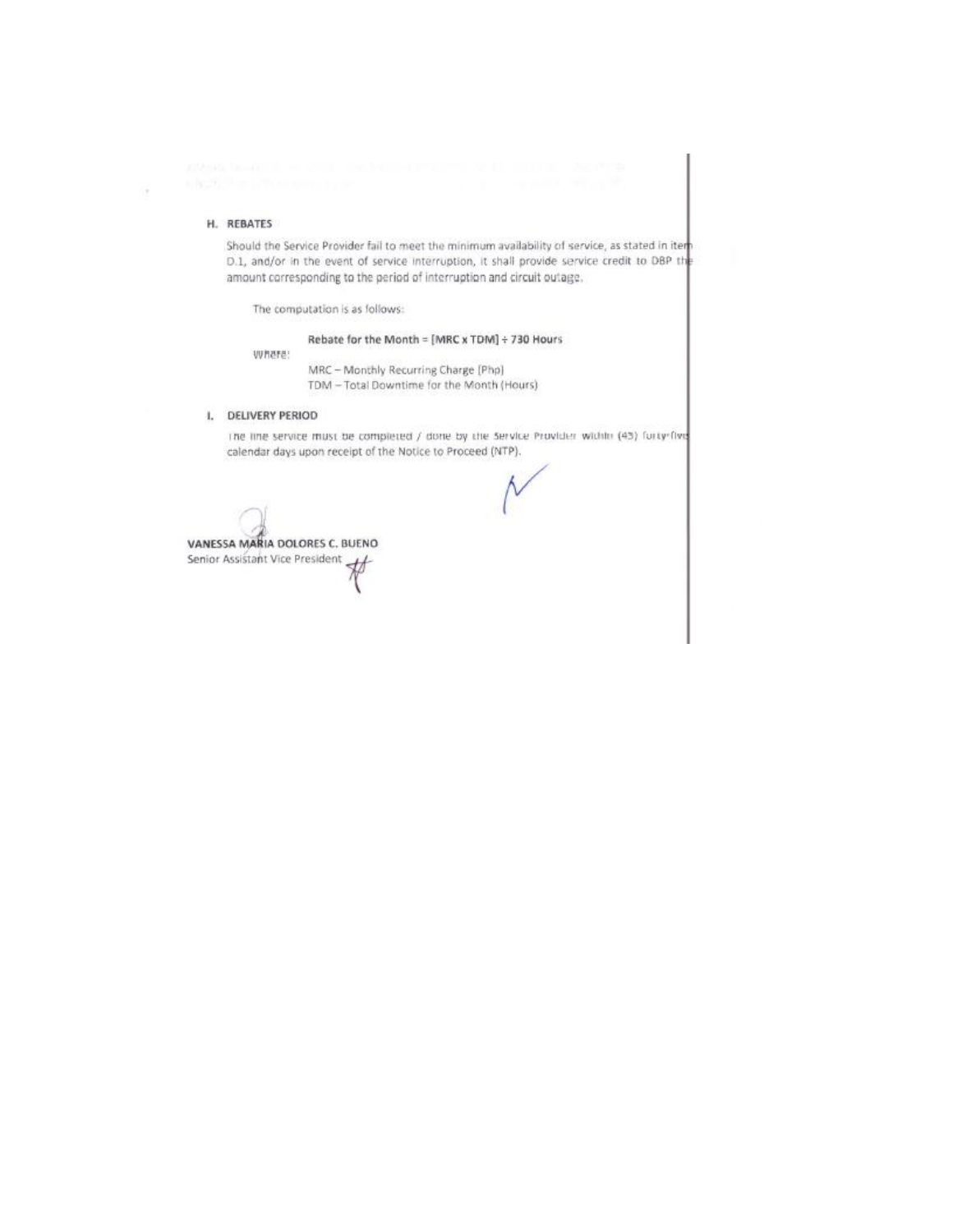## H. REBATES

Should the Service Provider fail to meet the minimum availability of service, as stated in item D.1, and/or in the event of service interruption, it shall provide service credit to DBP the amount corresponding to the period of interruption and circuit outage.

The computation is as follows:

**Rebate for the Month = [MRC x TDM] ÷ 730 Hours**

Where:

MRC – Monthly Recurring Charge (Php)
TDM – Total Downtime for the Month (Hours)

## I. DELIVERY PERIOD

The line service must be completed / done by the Service Provider within (45) forty-five calendar days upon receipt of the Notice to Proceed (NTP).

**VANESSA MARIA DOLORES C. BUENO**
Senior Assistant Vice President